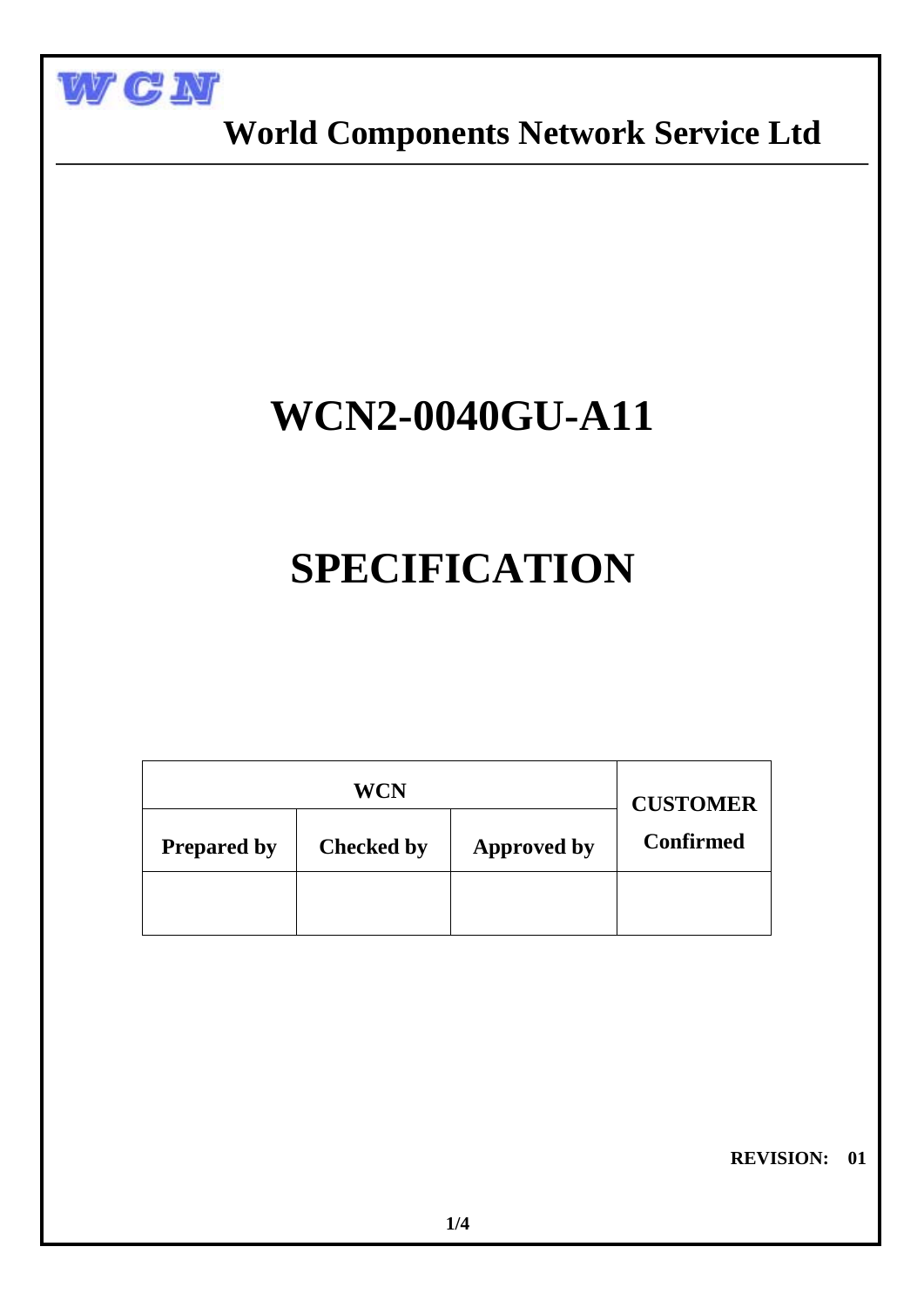**World Components Network Service Ltd**

# WCN2-0040GU-A11

# SPECIFICATION

| WCN | | | CUSTOMER Confirmed |
|---|---|---|---|
| Prepared by | Checked by | Approved by | |
| | | | |

**REVISION: 01**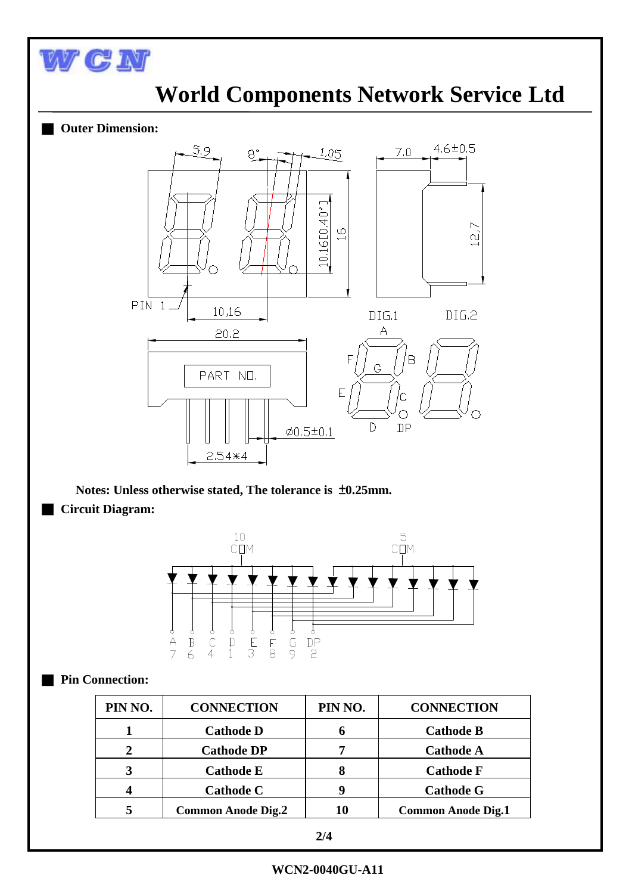# World Components Network Service Ltd

## Outer Dimension:

Notes: Unless otherwise stated, The tolerance is ±0.25mm.

## Circuit Diagram:

## Pin Connection:

| PIN NO. | CONNECTION | PIN NO. | CONNECTION |
|---|---|---|---|
| 1 | Cathode D | 6 | Cathode B |
| 2 | Cathode DP | 7 | Cathode A |
| 3 | Cathode E | 8 | Cathode F |
| 4 | Cathode C | 9 | Cathode G |
| 5 | Common Anode Dig.2 | 10 | Common Anode Dig.1 |

WCN2-0040GU-A11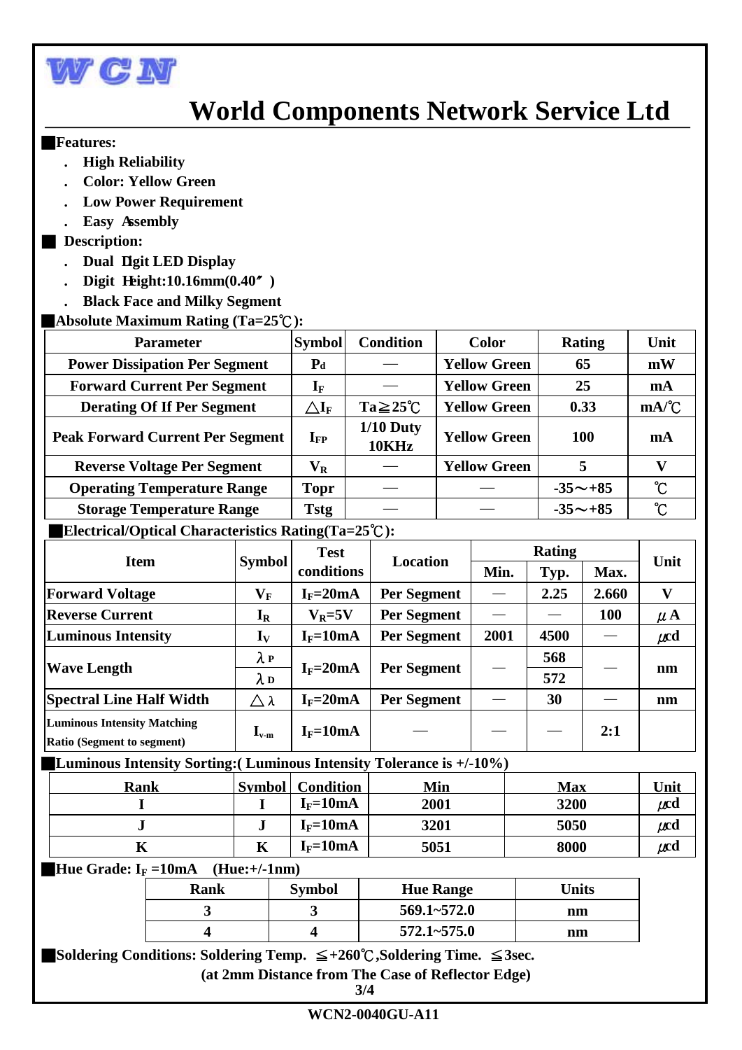WCN

# World Components Network Service Ltd

**Features:**

- High Reliability
- Color: Yellow Green
- Low Power Requirement
- Easy Assembly

**Description:**

- Dual Digit LED Display
- Digit Height:10.16mm(0.40″)
- Black Face and Milky Segment

**Absolute Maximum Rating (Ta=25℃):**

| Parameter | Symbol | Condition | Color | Rating | Unit |
|---|---|---|---|---|---|
| Power Dissipation Per Segment | $P_d$ | — | Yellow Green | 65 | mW |
| Forward Current Per Segment | $I_F$ | — | Yellow Green | 25 | mA |
| Derating Of If Per Segment | $\triangle I_F$ | Ta≧25℃ | Yellow Green | 0.33 | mA/℃ |
| Peak Forward Current Per Segment | $I_{FP}$ | 1/10 Duty 10KHz | Yellow Green | 100 | mA |
| Reverse Voltage Per Segment | $V_R$ | — | Yellow Green | 5 | V |
| Operating Temperature Range | Topr | — | — | -35～+85 | ℃ |
| Storage Temperature Range | Tstg | — | — | -35～+85 | ℃ |

**Electrical/Optical Characteristics Rating(Ta=25℃):**

| Item | Symbol | Test conditions | Location | Rating | | | Unit |
|---|---|---|---|---|---|---|---|
| | | | | Min. | Typ. | Max. | |
| Forward Voltage | $V_F$ | $I_F$=20mA | Per Segment | — | 2.25 | 2.660 | V |
| Reverse Current | $I_R$ | $V_R$=5V | Per Segment | — | — | 100 | μA |
| Luminous Intensity | $I_V$ | $I_F$=10mA | Per Segment | 2001 | 4500 | — | μcd |
| Wave Length | $\lambda_P$ | $I_F$=20mA | Per Segment | — | 568 | — | nm |
| | $\lambda_D$ | | | | 572 | | |
| Spectral Line Half Width | $\triangle\lambda$ | $I_F$=20mA | Per Segment | — | 30 | — | nm |
| Luminous Intensity Matching Ratio (Segment to segment) | $I_{v\text{-}m}$ | $I_F$=10mA | — | — | — | 2:1 | |

**Luminous Intensity Sorting:( Luminous Intensity Tolerance is +/-10%)**

| Rank | Symbol | Condition | Min | Max | Unit |
|---|---|---|---|---|---|
| I | I | $I_F$=10mA | 2001 | 3200 | μcd |
| J | J | $I_F$=10mA | 3201 | 5050 | μcd |
| K | K | $I_F$=10mA | 5051 | 8000 | μcd |

**Hue Grade: $I_F$ =10mA (Hue:+/-1nm)**

| Rank | Symbol | Hue Range | Units |
|---|---|---|---|
| 3 | 3 | 569.1~572.0 | nm |
| 4 | 4 | 572.1~575.0 | nm |

**Soldering Conditions: Soldering Temp. ≦+260℃,Soldering Time. ≦3sec.**

**(at 2mm Distance from The Case of Reflector Edge)**

WCN2-0040GU-A11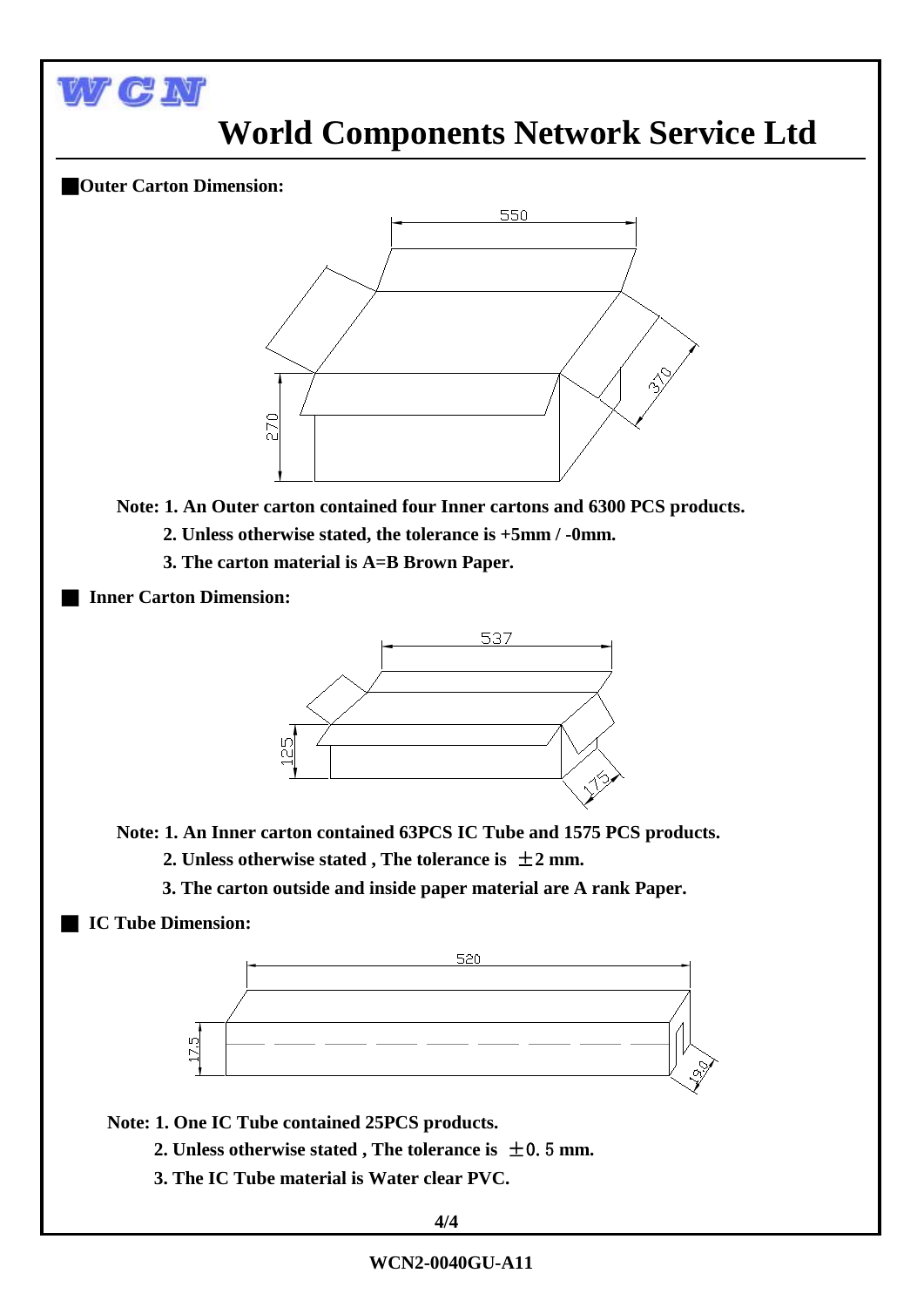# World Components Network Service Ltd

## Outer Carton Dimension:

550

370

270

Note: 1. An Outer carton contained four Inner cartons and 6300 PCS products.

2. Unless otherwise stated, the tolerance is +5mm / -0mm.

3. The carton material is A=B Brown Paper.

## Inner Carton Dimension:

537

125

175

Note: 1. An Inner carton contained 63PCS IC Tube and 1575 PCS products.

2. Unless otherwise stated , The tolerance is ±2 mm.

3. The carton outside and inside paper material are A rank Paper.

## IC Tube Dimension:

520

17.5

19.0

Note: 1. One IC Tube contained 25PCS products.

2. Unless otherwise stated , The tolerance is ±0.5 mm.

3. The IC Tube material is Water clear PVC.

WCN2-0040GU-A11